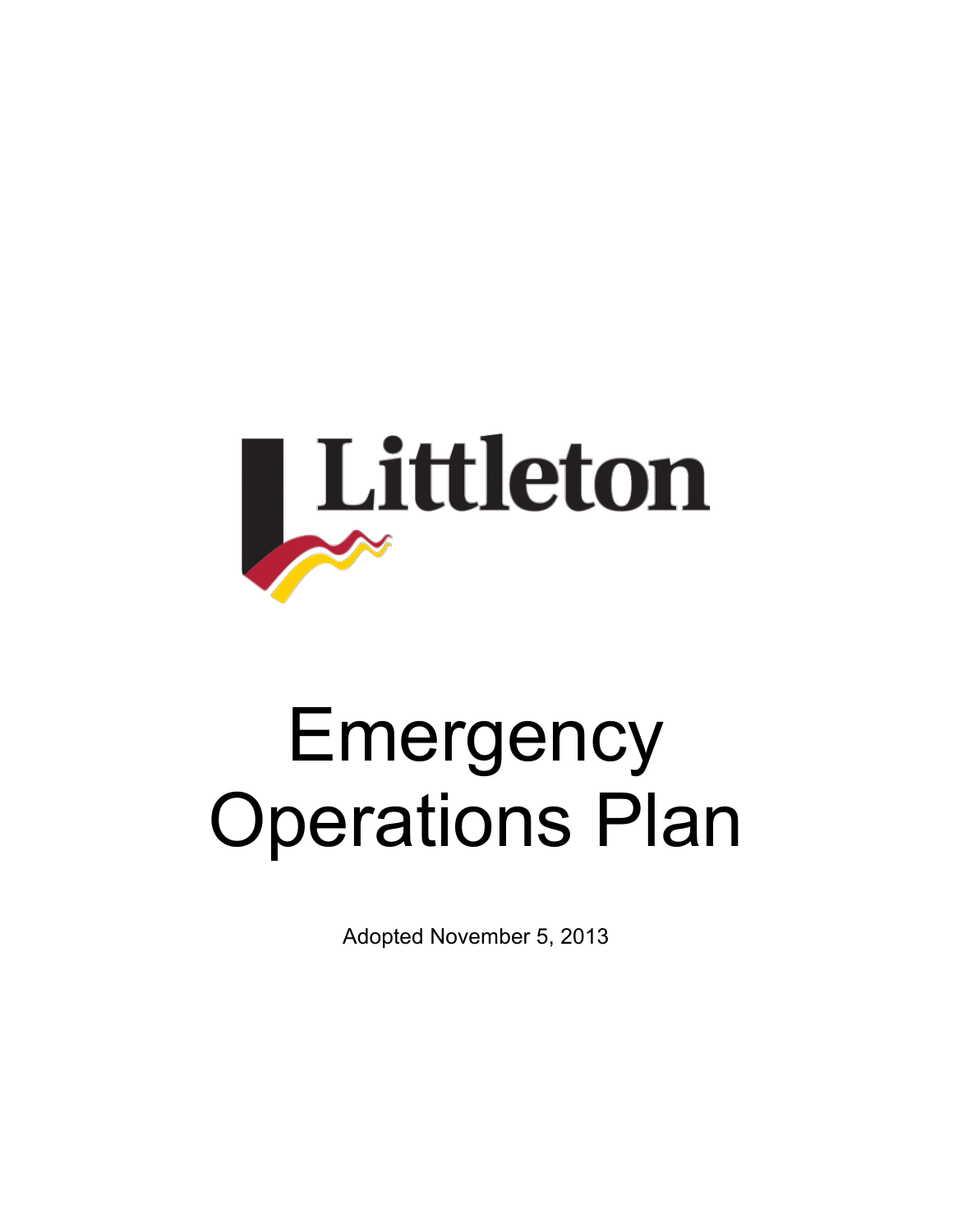Littleton

# Emergency Operations Plan

Adopted November 5, 2013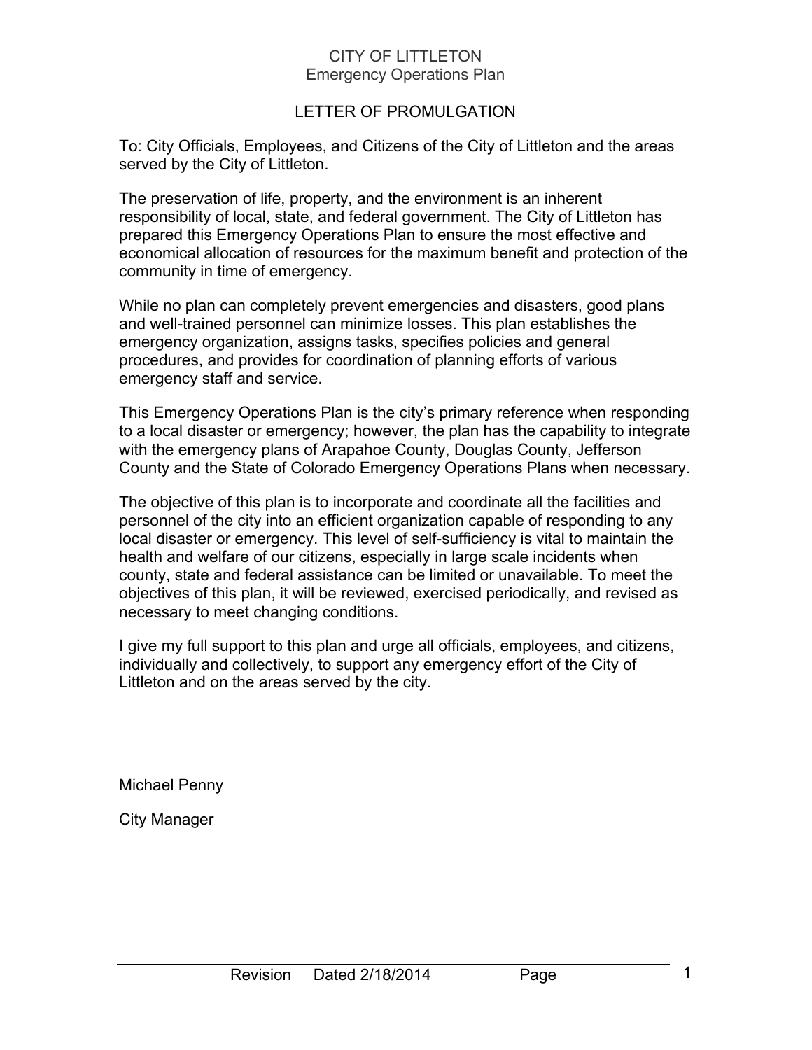# CITY OF LITTLETON
## Emergency Operations Plan

## LETTER OF PROMULGATION

To: City Officials, Employees, and Citizens of the City of Littleton and the areas served by the City of Littleton.

The preservation of life, property, and the environment is an inherent responsibility of local, state, and federal government. The City of Littleton has prepared this Emergency Operations Plan to ensure the most effective and economical allocation of resources for the maximum benefit and protection of the community in time of emergency.

While no plan can completely prevent emergencies and disasters, good plans and well-trained personnel can minimize losses. This plan establishes the emergency organization, assigns tasks, specifies policies and general procedures, and provides for coordination of planning efforts of various emergency staff and service.

This Emergency Operations Plan is the city's primary reference when responding to a local disaster or emergency; however, the plan has the capability to integrate with the emergency plans of Arapahoe County, Douglas County, Jefferson County and the State of Colorado Emergency Operations Plans when necessary.

The objective of this plan is to incorporate and coordinate all the facilities and personnel of the city into an efficient organization capable of responding to any local disaster or emergency. This level of self-sufficiency is vital to maintain the health and welfare of our citizens, especially in large scale incidents when county, state and federal assistance can be limited or unavailable. To meet the objectives of this plan, it will be reviewed, exercised periodically, and revised as necessary to meet changing conditions.

I give my full support to this plan and urge all officials, employees, and citizens, individually and collectively, to support any emergency effort of the City of Littleton and on the areas served by the city.

Michael Penny

City Manager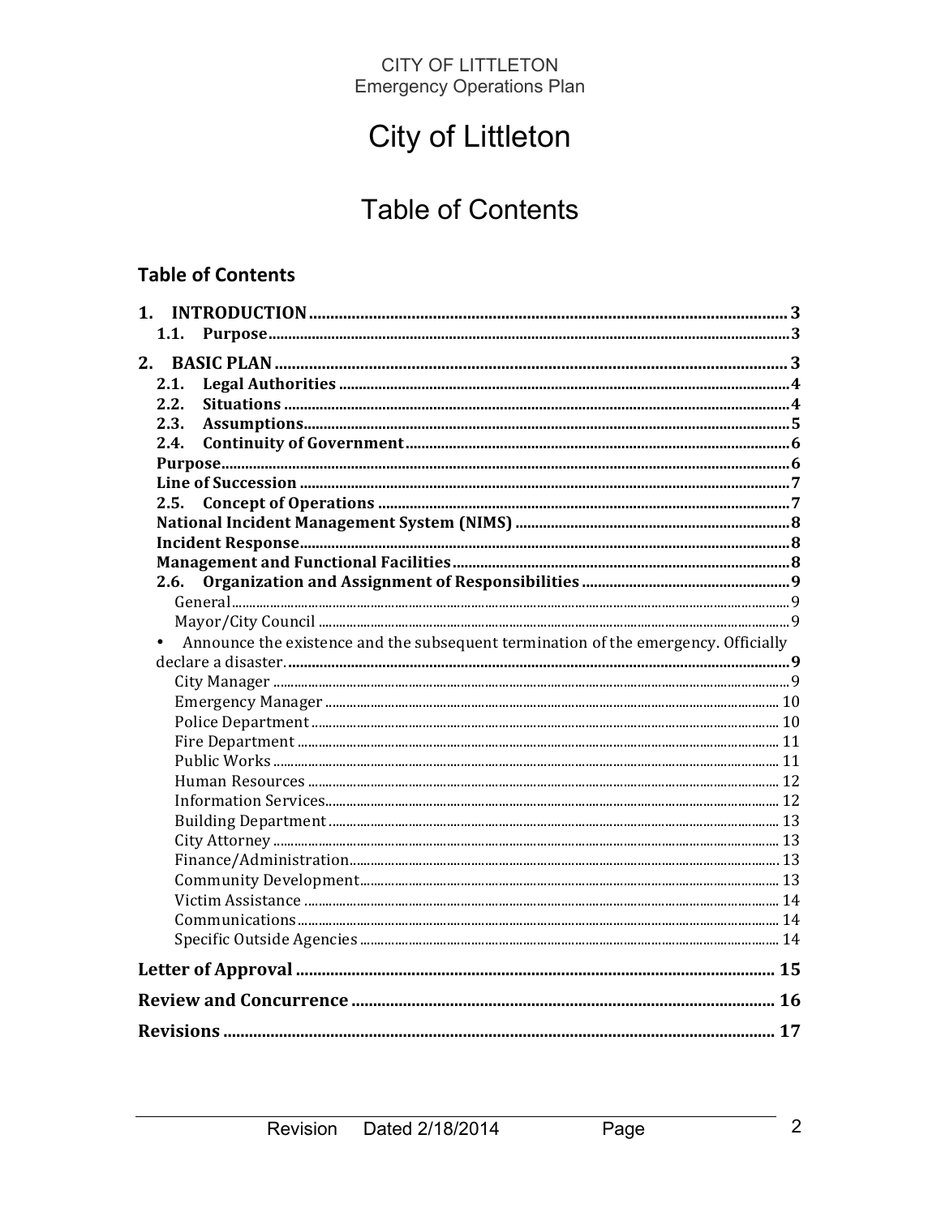# City of Littleton

## Table of Contents

### Table of Contents

1. INTRODUCTION .................................................................... 3
   - 1.1. Purpose .................................................................... 3
2. BASIC PLAN .................................................................... 3
   - 2.1. Legal Authorities .................................................................... 4
   - 2.2. Situations .................................................................... 4
   - 2.3. Assumptions .................................................................... 5
   - 2.4. Continuity of Government .................................................................... 6
   - Purpose .................................................................... 6
   - Line of Succession .................................................................... 7
   - 2.5. Concept of Operations .................................................................... 7
   - National Incident Management System (NIMS) .................................................................... 8
   - Incident Response .................................................................... 8
   - Management and Functional Facilities .................................................................... 8
   - 2.6. Organization and Assignment of Responsibilities .................................................................... 9
     - General .................................................................... 9
     - Mayor/City Council .................................................................... 9
   - • Announce the existence and the subsequent termination of the emergency. Officially declare a disaster. .................................................................... 9
     - City Manager .................................................................... 9
     - Emergency Manager .................................................................... 10
     - Police Department .................................................................... 10
     - Fire Department .................................................................... 11
     - Public Works .................................................................... 11
     - Human Resources .................................................................... 12
     - Information Services .................................................................... 12
     - Building Department .................................................................... 13
     - City Attorney .................................................................... 13
     - Finance/Administration .................................................................... 13
     - Community Development .................................................................... 13
     - Victim Assistance .................................................................... 14
     - Communications .................................................................... 14
     - Specific Outside Agencies .................................................................... 14

Letter of Approval .................................................................... 15

Review and Concurrence .................................................................... 16

Revisions .................................................................... 17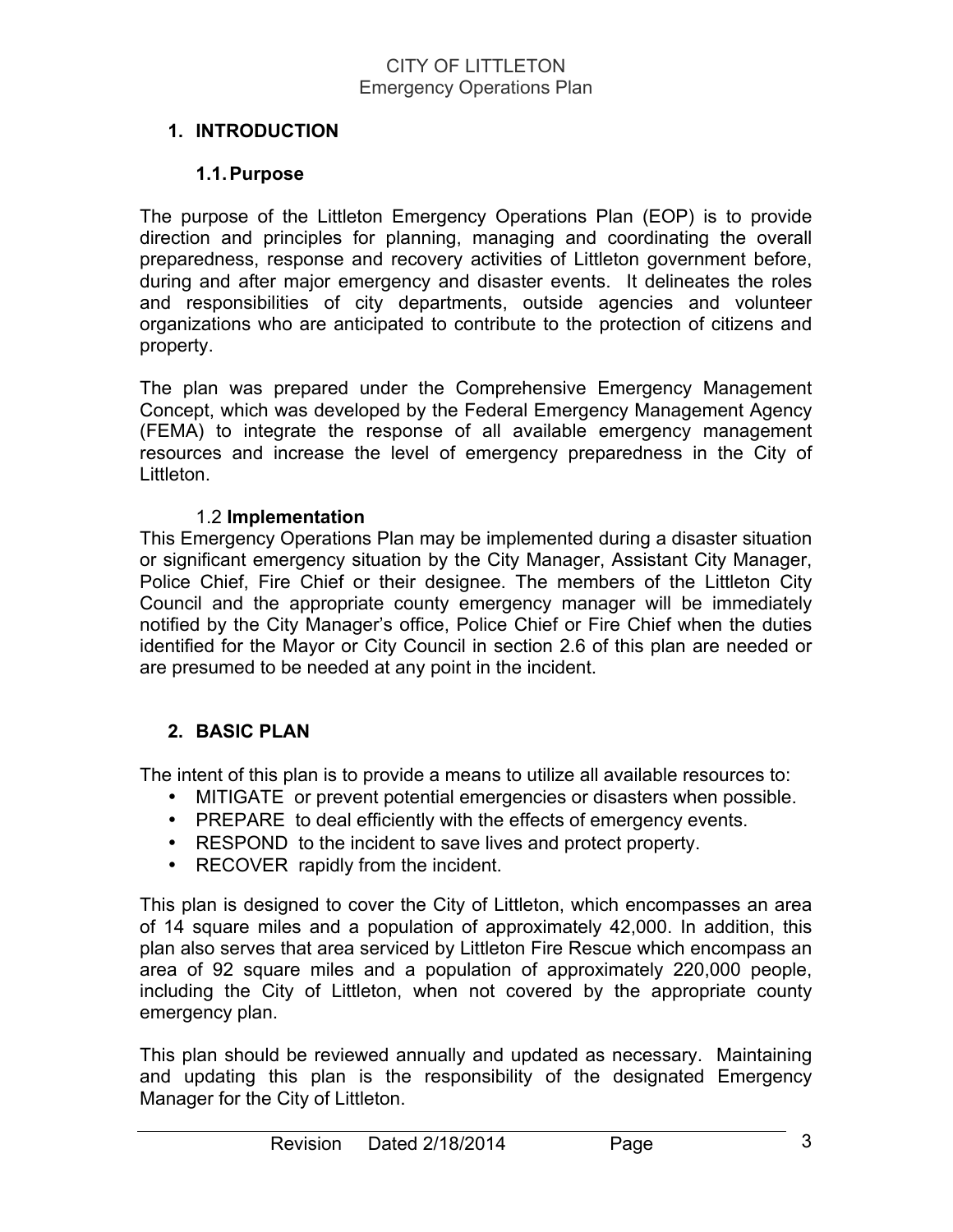## 1. INTRODUCTION

### 1.1. Purpose

The purpose of the Littleton Emergency Operations Plan (EOP) is to provide direction and principles for planning, managing and coordinating the overall preparedness, response and recovery activities of Littleton government before, during and after major emergency and disaster events. It delineates the roles and responsibilities of city departments, outside agencies and volunteer organizations who are anticipated to contribute to the protection of citizens and property.

The plan was prepared under the Comprehensive Emergency Management Concept, which was developed by the Federal Emergency Management Agency (FEMA) to integrate the response of all available emergency management resources and increase the level of emergency preparedness in the City of Littleton.

### 1.2 Implementation

This Emergency Operations Plan may be implemented during a disaster situation or significant emergency situation by the City Manager, Assistant City Manager, Police Chief, Fire Chief or their designee. The members of the Littleton City Council and the appropriate county emergency manager will be immediately notified by the City Manager's office, Police Chief or Fire Chief when the duties identified for the Mayor or City Council in section 2.6 of this plan are needed or are presumed to be needed at any point in the incident.

## 2. BASIC PLAN

The intent of this plan is to provide a means to utilize all available resources to:

- MITIGATE or prevent potential emergencies or disasters when possible.
- PREPARE to deal efficiently with the effects of emergency events.
- RESPOND to the incident to save lives and protect property.
- RECOVER rapidly from the incident.

This plan is designed to cover the City of Littleton, which encompasses an area of 14 square miles and a population of approximately 42,000. In addition, this plan also serves that area serviced by Littleton Fire Rescue which encompass an area of 92 square miles and a population of approximately 220,000 people, including the City of Littleton, when not covered by the appropriate county emergency plan.

This plan should be reviewed annually and updated as necessary. Maintaining and updating this plan is the responsibility of the designated Emergency Manager for the City of Littleton.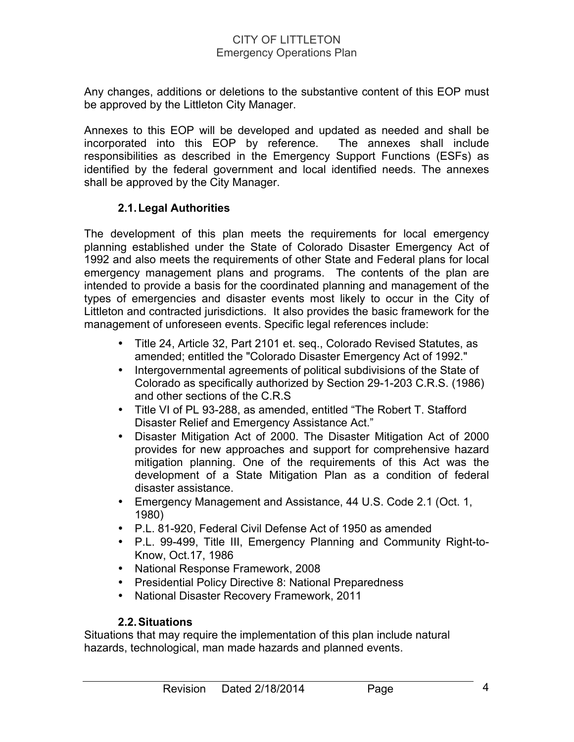Any changes, additions or deletions to the substantive content of this EOP must be approved by the Littleton City Manager.

Annexes to this EOP will be developed and updated as needed and shall be incorporated into this EOP by reference. The annexes shall include responsibilities as described in the Emergency Support Functions (ESFs) as identified by the federal government and local identified needs. The annexes shall be approved by the City Manager.

### 2.1. Legal Authorities

The development of this plan meets the requirements for local emergency planning established under the State of Colorado Disaster Emergency Act of 1992 and also meets the requirements of other State and Federal plans for local emergency management plans and programs. The contents of the plan are intended to provide a basis for the coordinated planning and management of the types of emergencies and disaster events most likely to occur in the City of Littleton and contracted jurisdictions. It also provides the basic framework for the management of unforeseen events. Specific legal references include:

- Title 24, Article 32, Part 2101 et. seq., Colorado Revised Statutes, as amended; entitled the "Colorado Disaster Emergency Act of 1992."
- Intergovernmental agreements of political subdivisions of the State of Colorado as specifically authorized by Section 29-1-203 C.R.S. (1986) and other sections of the C.R.S
- Title VI of PL 93-288, as amended, entitled "The Robert T. Stafford Disaster Relief and Emergency Assistance Act."
- Disaster Mitigation Act of 2000. The Disaster Mitigation Act of 2000 provides for new approaches and support for comprehensive hazard mitigation planning. One of the requirements of this Act was the development of a State Mitigation Plan as a condition of federal disaster assistance.
- Emergency Management and Assistance, 44 U.S. Code 2.1 (Oct. 1, 1980)
- P.L. 81-920, Federal Civil Defense Act of 1950 as amended
- P.L. 99-499, Title III, Emergency Planning and Community Right-to-Know, Oct.17, 1986
- National Response Framework, 2008
- Presidential Policy Directive 8: National Preparedness
- National Disaster Recovery Framework, 2011

### 2.2. Situations

Situations that may require the implementation of this plan include natural hazards, technological, man made hazards and planned events.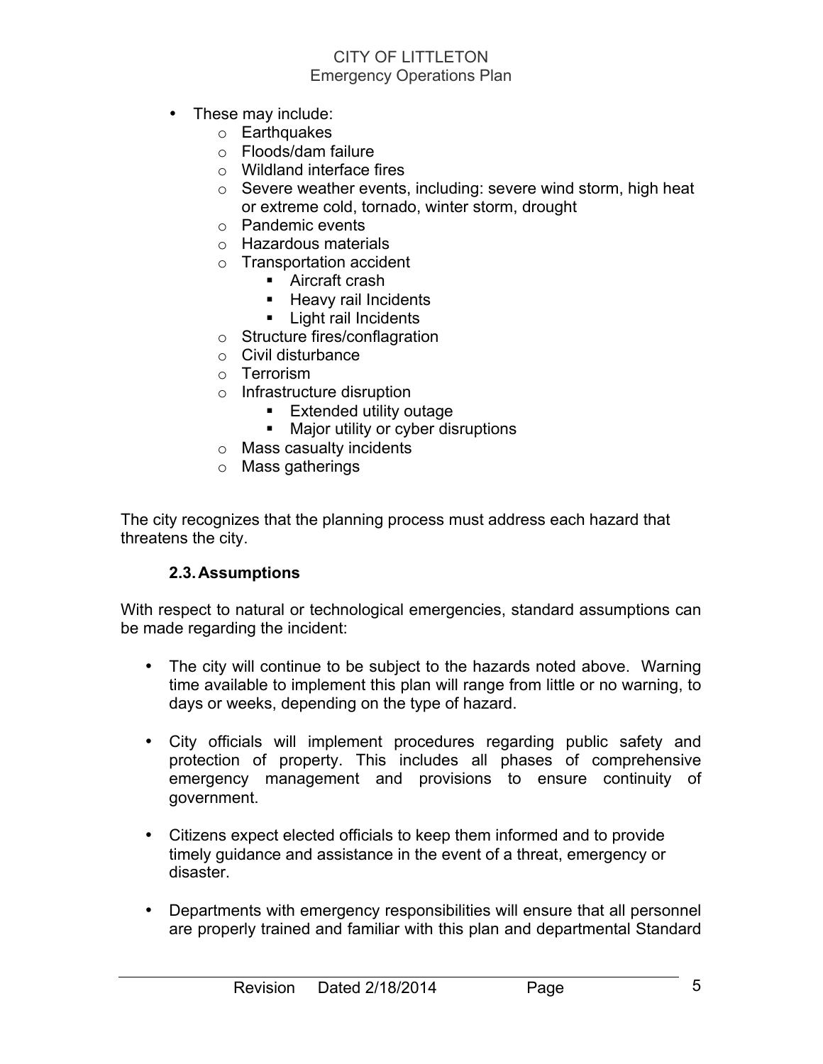- These may include:
  - Earthquakes
  - Floods/dam failure
  - Wildland interface fires
  - Severe weather events, including: severe wind storm, high heat or extreme cold, tornado, winter storm, drought
  - Pandemic events
  - Hazardous materials
  - Transportation accident
    - Aircraft crash
    - Heavy rail Incidents
    - Light rail Incidents
  - Structure fires/conflagration
  - Civil disturbance
  - Terrorism
  - Infrastructure disruption
    - Extended utility outage
    - Major utility or cyber disruptions
  - Mass casualty incidents
  - Mass gatherings

The city recognizes that the planning process must address each hazard that threatens the city.

### 2.3. Assumptions

With respect to natural or technological emergencies, standard assumptions can be made regarding the incident:

- The city will continue to be subject to the hazards noted above. Warning time available to implement this plan will range from little or no warning, to days or weeks, depending on the type of hazard.

- City officials will implement procedures regarding public safety and protection of property. This includes all phases of comprehensive emergency management and provisions to ensure continuity of government.

- Citizens expect elected officials to keep them informed and to provide timely guidance and assistance in the event of a threat, emergency or disaster.

- Departments with emergency responsibilities will ensure that all personnel are properly trained and familiar with this plan and departmental Standard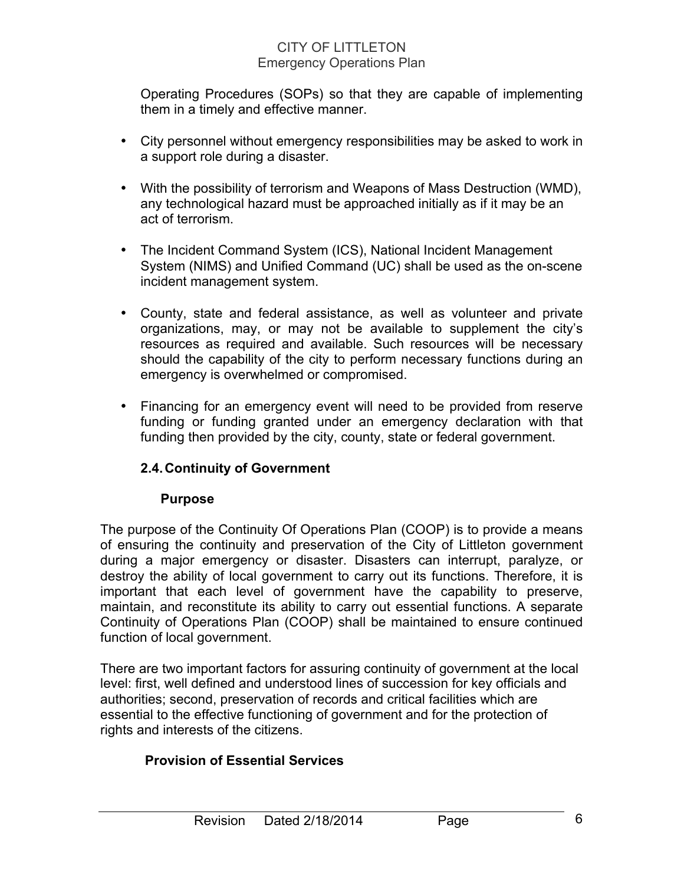Operating Procedures (SOPs) so that they are capable of implementing them in a timely and effective manner.

- City personnel without emergency responsibilities may be asked to work in a support role during a disaster.

- With the possibility of terrorism and Weapons of Mass Destruction (WMD), any technological hazard must be approached initially as if it may be an act of terrorism.

- The Incident Command System (ICS), National Incident Management System (NIMS) and Unified Command (UC) shall be used as the on-scene incident management system.

- County, state and federal assistance, as well as volunteer and private organizations, may, or may not be available to supplement the city's resources as required and available. Such resources will be necessary should the capability of the city to perform necessary functions during an emergency is overwhelmed or compromised.

- Financing for an emergency event will need to be provided from reserve funding or funding granted under an emergency declaration with that funding then provided by the city, county, state or federal government.

### 2.4. Continuity of Government

#### Purpose

The purpose of the Continuity Of Operations Plan (COOP) is to provide a means of ensuring the continuity and preservation of the City of Littleton government during a major emergency or disaster. Disasters can interrupt, paralyze, or destroy the ability of local government to carry out its functions. Therefore, it is important that each level of government have the capability to preserve, maintain, and reconstitute its ability to carry out essential functions. A separate Continuity of Operations Plan (COOP) shall be maintained to ensure continued function of local government.

There are two important factors for assuring continuity of government at the local level: first, well defined and understood lines of succession for key officials and authorities; second, preservation of records and critical facilities which are essential to the effective functioning of government and for the protection of rights and interests of the citizens.

#### Provision of Essential Services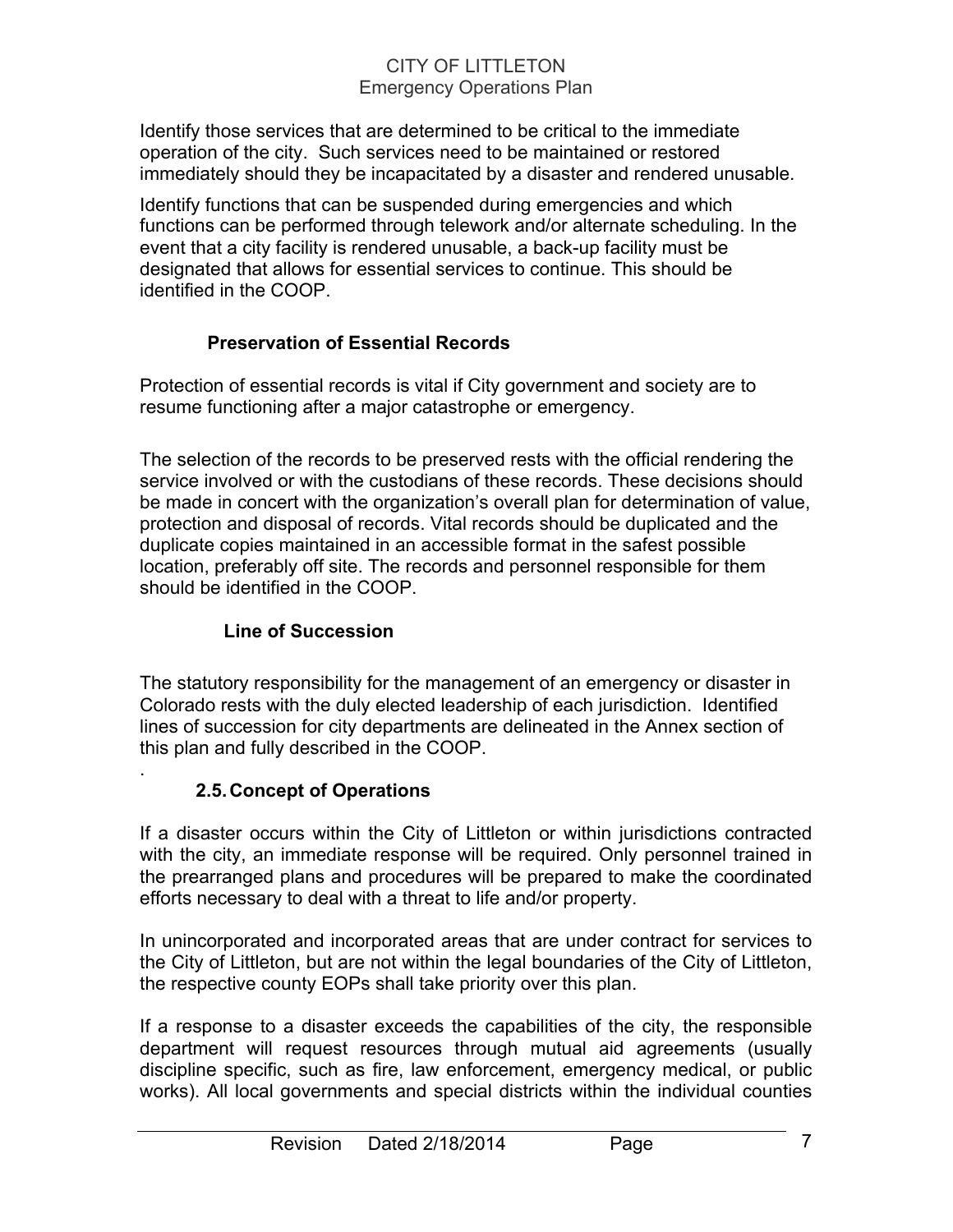Identify those services that are determined to be critical to the immediate operation of the city. Such services need to be maintained or restored immediately should they be incapacitated by a disaster and rendered unusable.

Identify functions that can be suspended during emergencies and which functions can be performed through telework and/or alternate scheduling. In the event that a city facility is rendered unusable, a back-up facility must be designated that allows for essential services to continue. This should be identified in the COOP.

### Preservation of Essential Records

Protection of essential records is vital if City government and society are to resume functioning after a major catastrophe or emergency.

The selection of the records to be preserved rests with the official rendering the service involved or with the custodians of these records. These decisions should be made in concert with the organization's overall plan for determination of value, protection and disposal of records. Vital records should be duplicated and the duplicate copies maintained in an accessible format in the safest possible location, preferably off site. The records and personnel responsible for them should be identified in the COOP.

### Line of Succession

The statutory responsibility for the management of an emergency or disaster in Colorado rests with the duly elected leadership of each jurisdiction. Identified lines of succession for city departments are delineated in the Annex section of this plan and fully described in the COOP.

.

## 2.5. Concept of Operations

If a disaster occurs within the City of Littleton or within jurisdictions contracted with the city, an immediate response will be required. Only personnel trained in the prearranged plans and procedures will be prepared to make the coordinated efforts necessary to deal with a threat to life and/or property.

In unincorporated and incorporated areas that are under contract for services to the City of Littleton, but are not within the legal boundaries of the City of Littleton, the respective county EOPs shall take priority over this plan.

If a response to a disaster exceeds the capabilities of the city, the responsible department will request resources through mutual aid agreements (usually discipline specific, such as fire, law enforcement, emergency medical, or public works). All local governments and special districts within the individual counties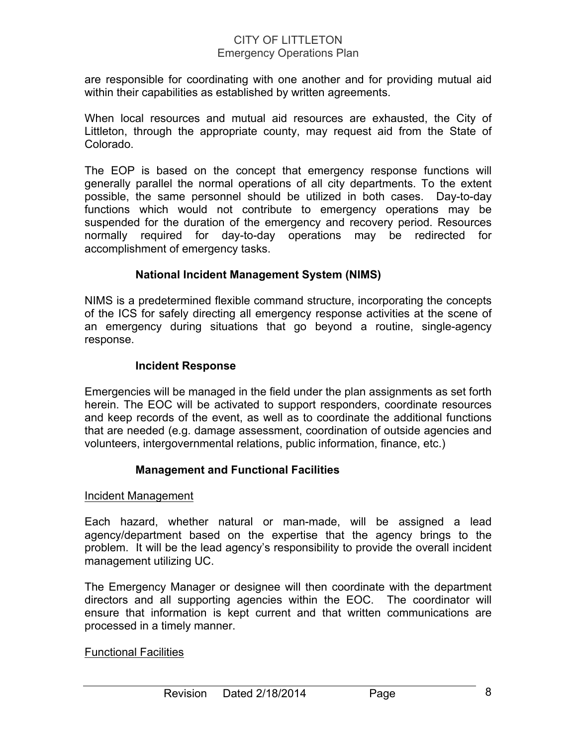are responsible for coordinating with one another and for providing mutual aid within their capabilities as established by written agreements.

When local resources and mutual aid resources are exhausted, the City of Littleton, through the appropriate county, may request aid from the State of Colorado.

The EOP is based on the concept that emergency response functions will generally parallel the normal operations of all city departments. To the extent possible, the same personnel should be utilized in both cases. Day-to-day functions which would not contribute to emergency operations may be suspended for the duration of the emergency and recovery period. Resources normally required for day-to-day operations may be redirected for accomplishment of emergency tasks.

### National Incident Management System (NIMS)

NIMS is a predetermined flexible command structure, incorporating the concepts of the ICS for safely directing all emergency response activities at the scene of an emergency during situations that go beyond a routine, single-agency response.

### Incident Response

Emergencies will be managed in the field under the plan assignments as set forth herein. The EOC will be activated to support responders, coordinate resources and keep records of the event, as well as to coordinate the additional functions that are needed (e.g. damage assessment, coordination of outside agencies and volunteers, intergovernmental relations, public information, finance, etc.)

### Management and Functional Facilities

<u>Incident Management</u>

Each hazard, whether natural or man-made, will be assigned a lead agency/department based on the expertise that the agency brings to the problem. It will be the lead agency's responsibility to provide the overall incident management utilizing UC.

The Emergency Manager or designee will then coordinate with the department directors and all supporting agencies within the EOC. The coordinator will ensure that information is kept current and that written communications are processed in a timely manner.

<u>Functional Facilities</u>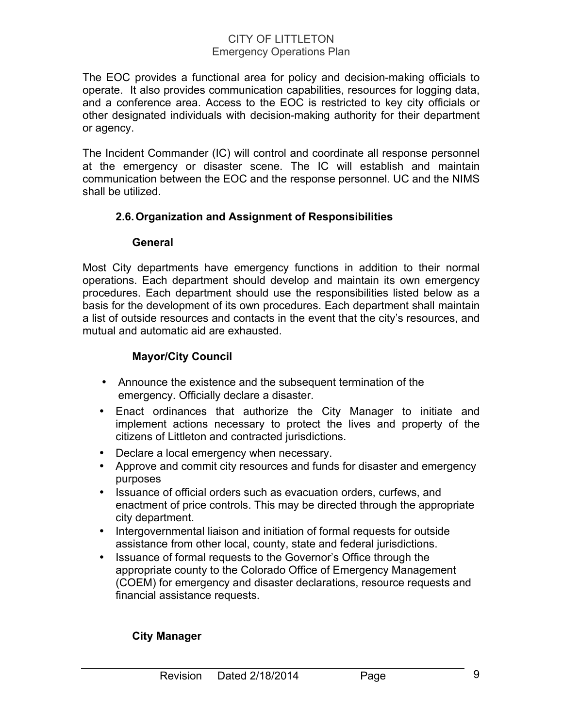The EOC provides a functional area for policy and decision-making officials to operate. It also provides communication capabilities, resources for logging data, and a conference area. Access to the EOC is restricted to key city officials or other designated individuals with decision-making authority for their department or agency.

The Incident Commander (IC) will control and coordinate all response personnel at the emergency or disaster scene. The IC will establish and maintain communication between the EOC and the response personnel. UC and the NIMS shall be utilized.

## 2.6. Organization and Assignment of Responsibilities

### General

Most City departments have emergency functions in addition to their normal operations. Each department should develop and maintain its own emergency procedures. Each department should use the responsibilities listed below as a basis for the development of its own procedures. Each department shall maintain a list of outside resources and contacts in the event that the city's resources, and mutual and automatic aid are exhausted.

### Mayor/City Council

- Announce the existence and the subsequent termination of the emergency. Officially declare a disaster.
- Enact ordinances that authorize the City Manager to initiate and implement actions necessary to protect the lives and property of the citizens of Littleton and contracted jurisdictions.
- Declare a local emergency when necessary.
- Approve and commit city resources and funds for disaster and emergency purposes
- Issuance of official orders such as evacuation orders, curfews, and enactment of price controls. This may be directed through the appropriate city department.
- Intergovernmental liaison and initiation of formal requests for outside assistance from other local, county, state and federal jurisdictions.
- Issuance of formal requests to the Governor's Office through the appropriate county to the Colorado Office of Emergency Management (COEM) for emergency and disaster declarations, resource requests and financial assistance requests.

### City Manager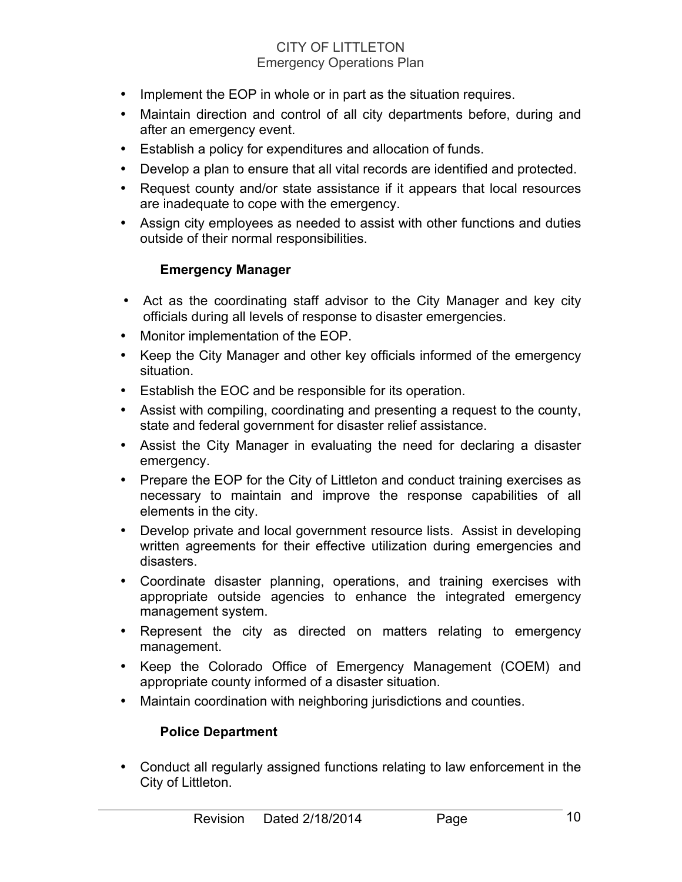- Implement the EOP in whole or in part as the situation requires.
- Maintain direction and control of all city departments before, during and after an emergency event.
- Establish a policy for expenditures and allocation of funds.
- Develop a plan to ensure that all vital records are identified and protected.
- Request county and/or state assistance if it appears that local resources are inadequate to cope with the emergency.
- Assign city employees as needed to assist with other functions and duties outside of their normal responsibilities.

**Emergency Manager**

- Act as the coordinating staff advisor to the City Manager and key city officials during all levels of response to disaster emergencies.
- Monitor implementation of the EOP.
- Keep the City Manager and other key officials informed of the emergency situation.
- Establish the EOC and be responsible for its operation.
- Assist with compiling, coordinating and presenting a request to the county, state and federal government for disaster relief assistance.
- Assist the City Manager in evaluating the need for declaring a disaster emergency.
- Prepare the EOP for the City of Littleton and conduct training exercises as necessary to maintain and improve the response capabilities of all elements in the city.
- Develop private and local government resource lists. Assist in developing written agreements for their effective utilization during emergencies and disasters.
- Coordinate disaster planning, operations, and training exercises with appropriate outside agencies to enhance the integrated emergency management system.
- Represent the city as directed on matters relating to emergency management.
- Keep the Colorado Office of Emergency Management (COEM) and appropriate county informed of a disaster situation.
- Maintain coordination with neighboring jurisdictions and counties.

**Police Department**

- Conduct all regularly assigned functions relating to law enforcement in the City of Littleton.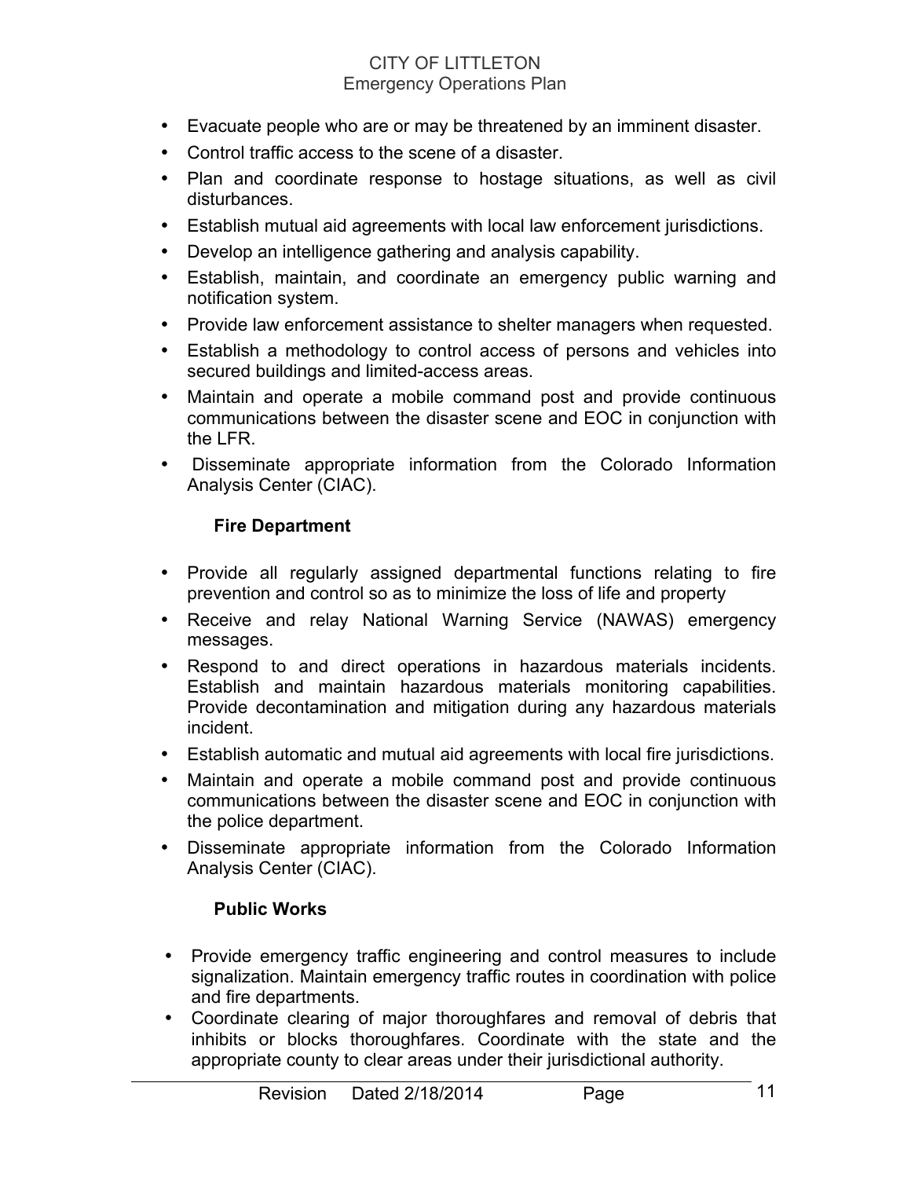- Evacuate people who are or may be threatened by an imminent disaster.
- Control traffic access to the scene of a disaster.
- Plan and coordinate response to hostage situations, as well as civil disturbances.
- Establish mutual aid agreements with local law enforcement jurisdictions.
- Develop an intelligence gathering and analysis capability.
- Establish, maintain, and coordinate an emergency public warning and notification system.
- Provide law enforcement assistance to shelter managers when requested.
- Establish a methodology to control access of persons and vehicles into secured buildings and limited-access areas.
- Maintain and operate a mobile command post and provide continuous communications between the disaster scene and EOC in conjunction with the LFR.
- Disseminate appropriate information from the Colorado Information Analysis Center (CIAC).

**Fire Department**

- Provide all regularly assigned departmental functions relating to fire prevention and control so as to minimize the loss of life and property
- Receive and relay National Warning Service (NAWAS) emergency messages.
- Respond to and direct operations in hazardous materials incidents. Establish and maintain hazardous materials monitoring capabilities. Provide decontamination and mitigation during any hazardous materials incident.
- Establish automatic and mutual aid agreements with local fire jurisdictions.
- Maintain and operate a mobile command post and provide continuous communications between the disaster scene and EOC in conjunction with the police department.
- Disseminate appropriate information from the Colorado Information Analysis Center (CIAC).

**Public Works**

- Provide emergency traffic engineering and control measures to include signalization. Maintain emergency traffic routes in coordination with police and fire departments.
- Coordinate clearing of major thoroughfares and removal of debris that inhibits or blocks thoroughfares. Coordinate with the state and the appropriate county to clear areas under their jurisdictional authority.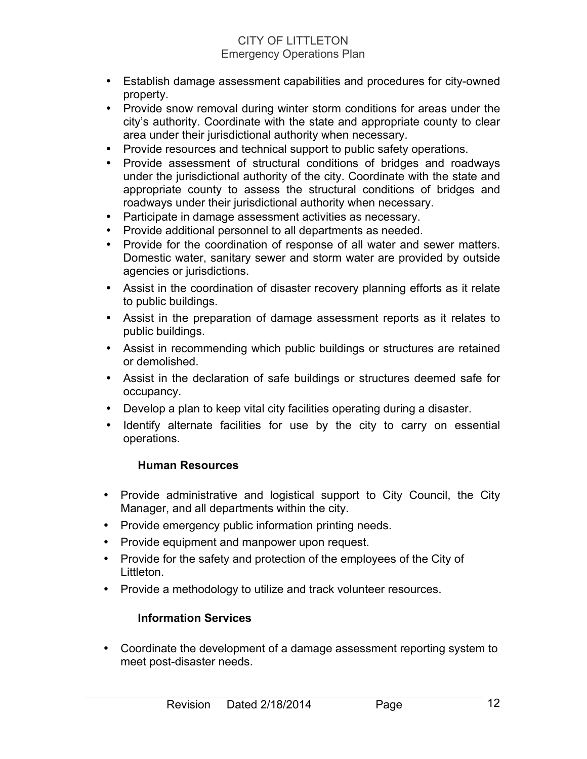- Establish damage assessment capabilities and procedures for city-owned property.
- Provide snow removal during winter storm conditions for areas under the city's authority. Coordinate with the state and appropriate county to clear area under their jurisdictional authority when necessary.
- Provide resources and technical support to public safety operations.
- Provide assessment of structural conditions of bridges and roadways under the jurisdictional authority of the city. Coordinate with the state and appropriate county to assess the structural conditions of bridges and roadways under their jurisdictional authority when necessary.
- Participate in damage assessment activities as necessary.
- Provide additional personnel to all departments as needed.
- Provide for the coordination of response of all water and sewer matters. Domestic water, sanitary sewer and storm water are provided by outside agencies or jurisdictions.
- Assist in the coordination of disaster recovery planning efforts as it relate to public buildings.
- Assist in the preparation of damage assessment reports as it relates to public buildings.
- Assist in recommending which public buildings or structures are retained or demolished.
- Assist in the declaration of safe buildings or structures deemed safe for occupancy.
- Develop a plan to keep vital city facilities operating during a disaster.
- Identify alternate facilities for use by the city to carry on essential operations.

**Human Resources**

- Provide administrative and logistical support to City Council, the City Manager, and all departments within the city.
- Provide emergency public information printing needs.
- Provide equipment and manpower upon request.
- Provide for the safety and protection of the employees of the City of Littleton.
- Provide a methodology to utilize and track volunteer resources.

**Information Services**

- Coordinate the development of a damage assessment reporting system to meet post-disaster needs.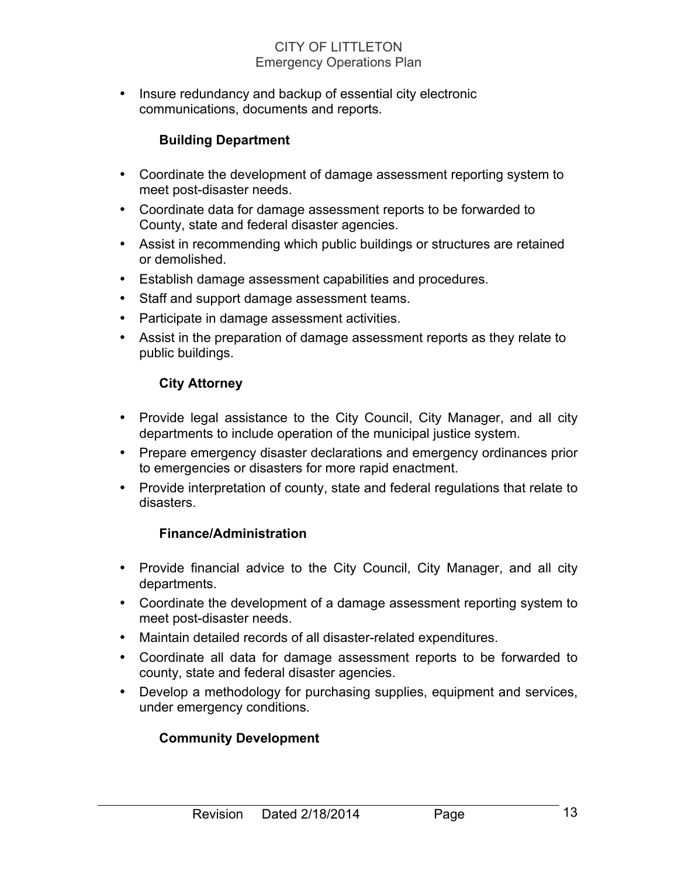- Insure redundancy and backup of essential city electronic communications, documents and reports.

**Building Department**

- Coordinate the development of damage assessment reporting system to meet post-disaster needs.
- Coordinate data for damage assessment reports to be forwarded to County, state and federal disaster agencies.
- Assist in recommending which public buildings or structures are retained or demolished.
- Establish damage assessment capabilities and procedures.
- Staff and support damage assessment teams.
- Participate in damage assessment activities.
- Assist in the preparation of damage assessment reports as they relate to public buildings.

**City Attorney**

- Provide legal assistance to the City Council, City Manager, and all city departments to include operation of the municipal justice system.
- Prepare emergency disaster declarations and emergency ordinances prior to emergencies or disasters for more rapid enactment.
- Provide interpretation of county, state and federal regulations that relate to disasters.

**Finance/Administration**

- Provide financial advice to the City Council, City Manager, and all city departments.
- Coordinate the development of a damage assessment reporting system to meet post-disaster needs.
- Maintain detailed records of all disaster-related expenditures.
- Coordinate all data for damage assessment reports to be forwarded to county, state and federal disaster agencies.
- Develop a methodology for purchasing supplies, equipment and services, under emergency conditions.

**Community Development**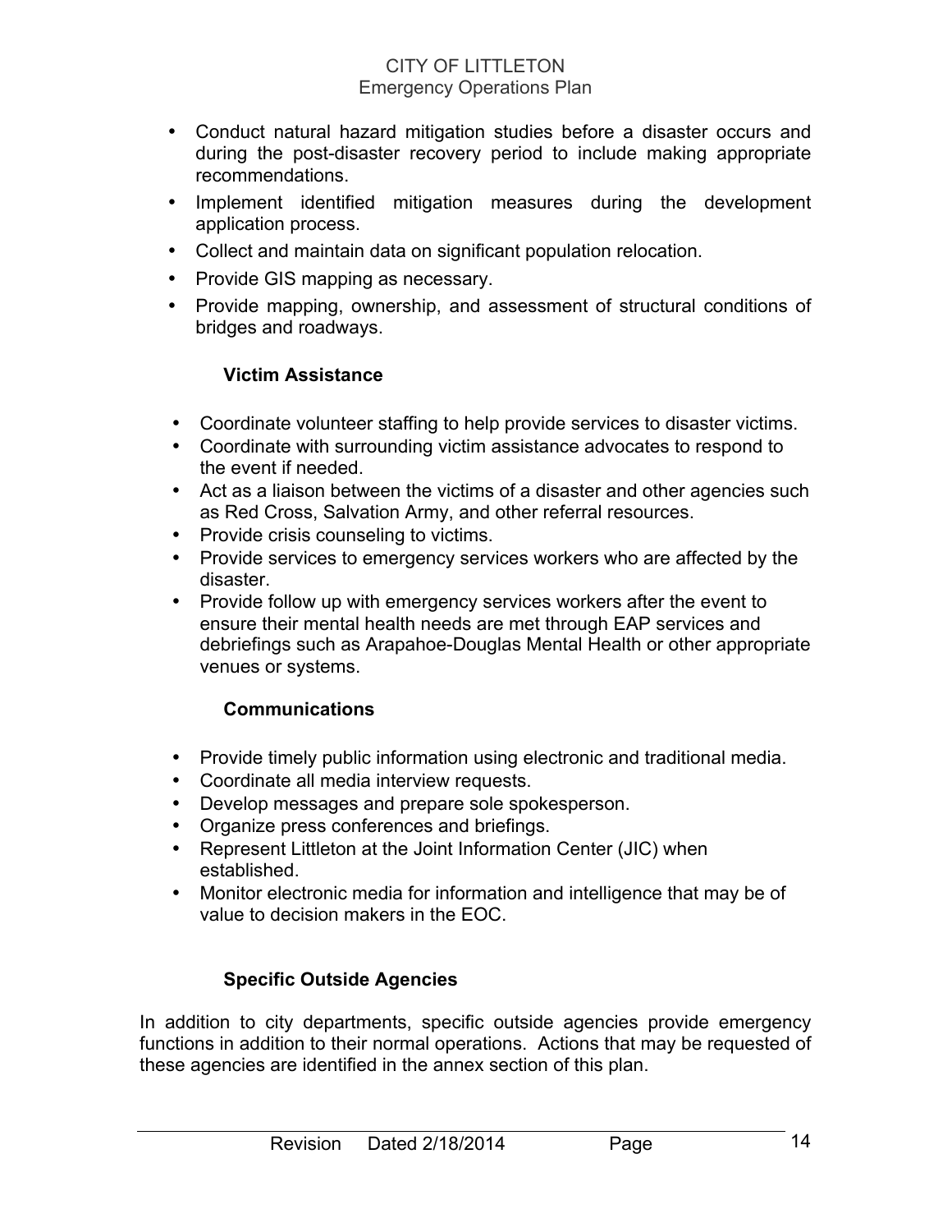- Conduct natural hazard mitigation studies before a disaster occurs and during the post-disaster recovery period to include making appropriate recommendations.
- Implement identified mitigation measures during the development application process.
- Collect and maintain data on significant population relocation.
- Provide GIS mapping as necessary.
- Provide mapping, ownership, and assessment of structural conditions of bridges and roadways.

**Victim Assistance**

- Coordinate volunteer staffing to help provide services to disaster victims.
- Coordinate with surrounding victim assistance advocates to respond to the event if needed.
- Act as a liaison between the victims of a disaster and other agencies such as Red Cross, Salvation Army, and other referral resources.
- Provide crisis counseling to victims.
- Provide services to emergency services workers who are affected by the disaster.
- Provide follow up with emergency services workers after the event to ensure their mental health needs are met through EAP services and debriefings such as Arapahoe-Douglas Mental Health or other appropriate venues or systems.

**Communications**

- Provide timely public information using electronic and traditional media.
- Coordinate all media interview requests.
- Develop messages and prepare sole spokesperson.
- Organize press conferences and briefings.
- Represent Littleton at the Joint Information Center (JIC) when established.
- Monitor electronic media for information and intelligence that may be of value to decision makers in the EOC.

**Specific Outside Agencies**

In addition to city departments, specific outside agencies provide emergency functions in addition to their normal operations. Actions that may be requested of these agencies are identified in the annex section of this plan.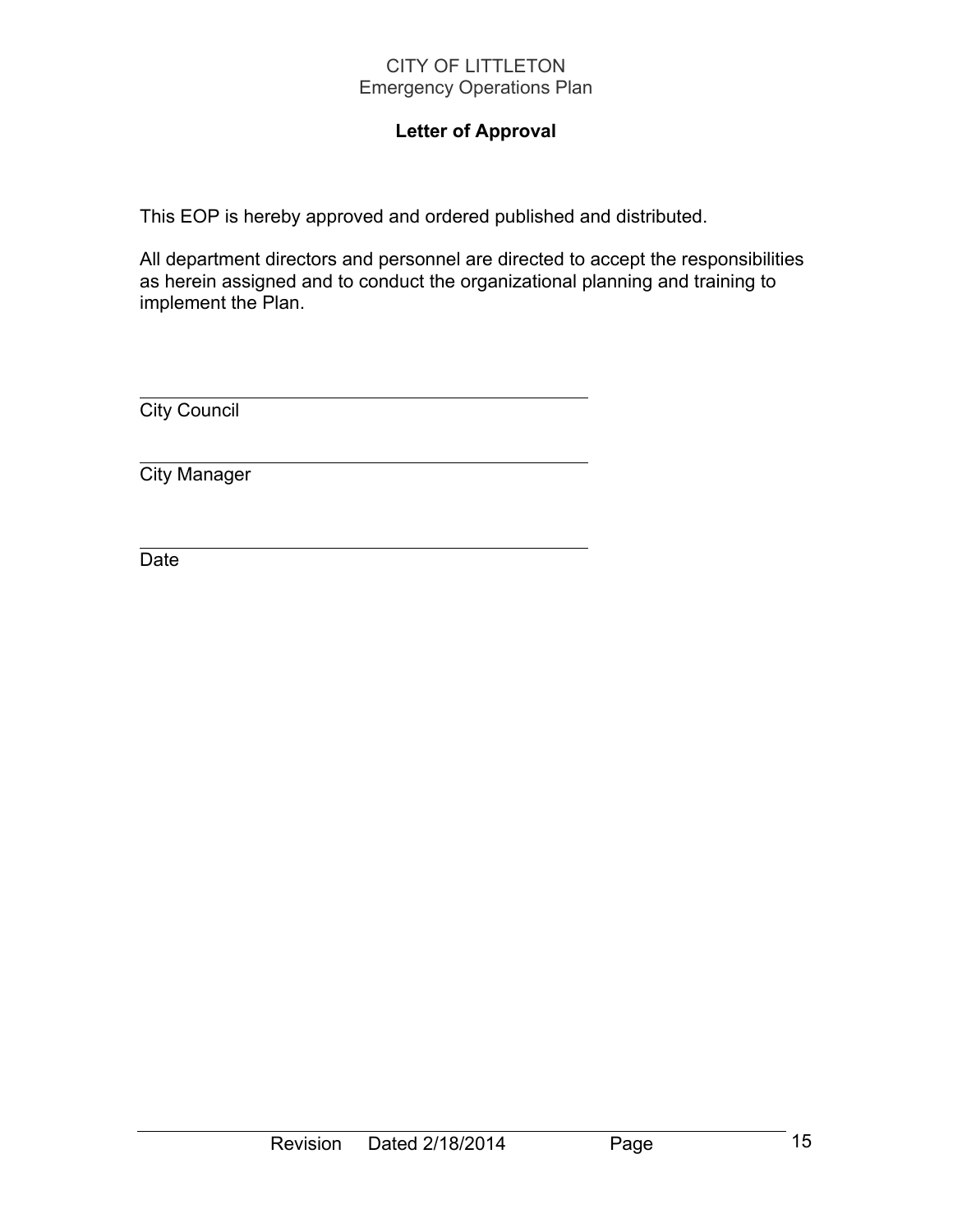## Letter of Approval

This EOP is hereby approved and ordered published and distributed.

All department directors and personnel are directed to accept the responsibilities as herein assigned and to conduct the organizational planning and training to implement the Plan.

\_\_\_\_\_\_\_\_\_\_\_\_\_\_\_\_\_\_\_\_\_\_\_\_\_\_\_\_\_\_\_\_\_\_\_\_\_\_\_\_
City Council

\_\_\_\_\_\_\_\_\_\_\_\_\_\_\_\_\_\_\_\_\_\_\_\_\_\_\_\_\_\_\_\_\_\_\_\_\_\_\_\_
City Manager

\_\_\_\_\_\_\_\_\_\_\_\_\_\_\_\_\_\_\_\_\_\_\_\_\_\_\_\_\_\_\_\_\_\_\_\_\_\_\_\_
Date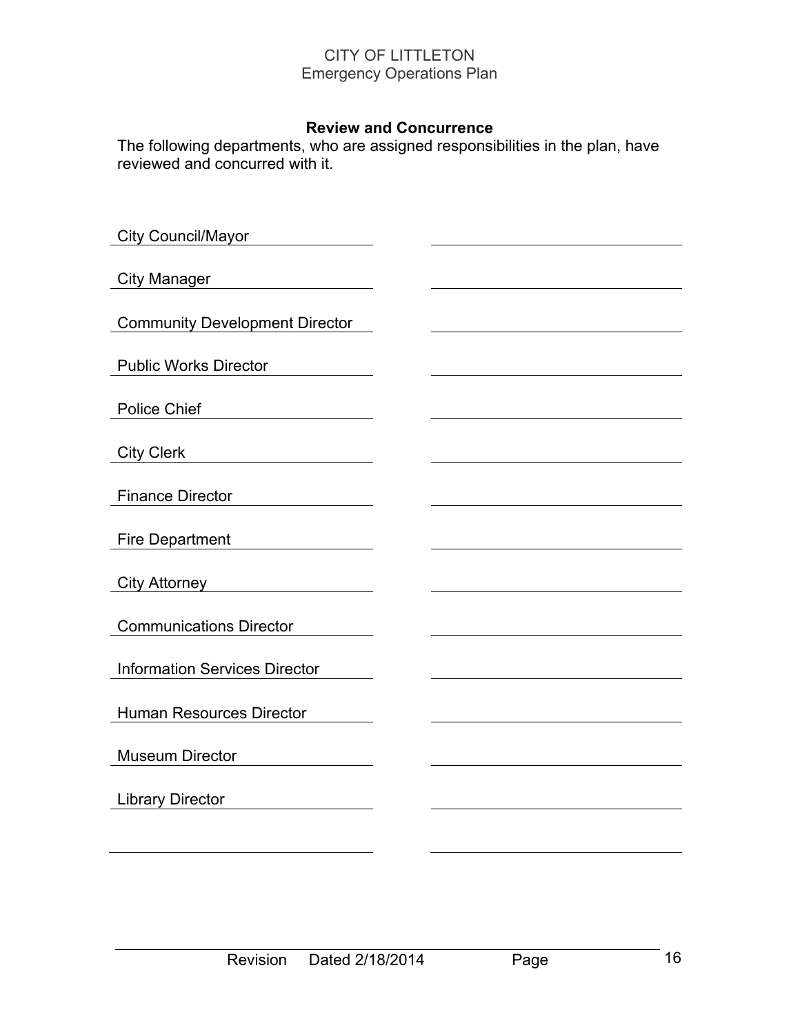**Review and Concurrence**

The following departments, who are assigned responsibilities in the plan, have reviewed and concurred with it.

| | |
|---|---|
| City Council/Mayor | \_\_\_\_\_\_\_\_\_\_\_\_\_\_\_\_\_\_\_\_\_\_\_\_\_\_\_\_ |
| City Manager | \_\_\_\_\_\_\_\_\_\_\_\_\_\_\_\_\_\_\_\_\_\_\_\_\_\_\_\_ |
| Community Development Director | \_\_\_\_\_\_\_\_\_\_\_\_\_\_\_\_\_\_\_\_\_\_\_\_\_\_\_\_ |
| Public Works Director | \_\_\_\_\_\_\_\_\_\_\_\_\_\_\_\_\_\_\_\_\_\_\_\_\_\_\_\_ |
| Police Chief | \_\_\_\_\_\_\_\_\_\_\_\_\_\_\_\_\_\_\_\_\_\_\_\_\_\_\_\_ |
| City Clerk | \_\_\_\_\_\_\_\_\_\_\_\_\_\_\_\_\_\_\_\_\_\_\_\_\_\_\_\_ |
| Finance Director | \_\_\_\_\_\_\_\_\_\_\_\_\_\_\_\_\_\_\_\_\_\_\_\_\_\_\_\_ |
| Fire Department | \_\_\_\_\_\_\_\_\_\_\_\_\_\_\_\_\_\_\_\_\_\_\_\_\_\_\_\_ |
| City Attorney | \_\_\_\_\_\_\_\_\_\_\_\_\_\_\_\_\_\_\_\_\_\_\_\_\_\_\_\_ |
| Communications Director | \_\_\_\_\_\_\_\_\_\_\_\_\_\_\_\_\_\_\_\_\_\_\_\_\_\_\_\_ |
| Information Services Director | \_\_\_\_\_\_\_\_\_\_\_\_\_\_\_\_\_\_\_\_\_\_\_\_\_\_\_\_ |
| Human Resources Director | \_\_\_\_\_\_\_\_\_\_\_\_\_\_\_\_\_\_\_\_\_\_\_\_\_\_\_\_ |
| Museum Director | \_\_\_\_\_\_\_\_\_\_\_\_\_\_\_\_\_\_\_\_\_\_\_\_\_\_\_\_ |
| Library Director | \_\_\_\_\_\_\_\_\_\_\_\_\_\_\_\_\_\_\_\_\_\_\_\_\_\_\_\_ |
| \_\_\_\_\_\_\_\_\_\_\_\_\_\_\_\_\_\_\_\_\_\_\_\_\_\_\_\_ | \_\_\_\_\_\_\_\_\_\_\_\_\_\_\_\_\_\_\_\_\_\_\_\_\_\_\_\_ |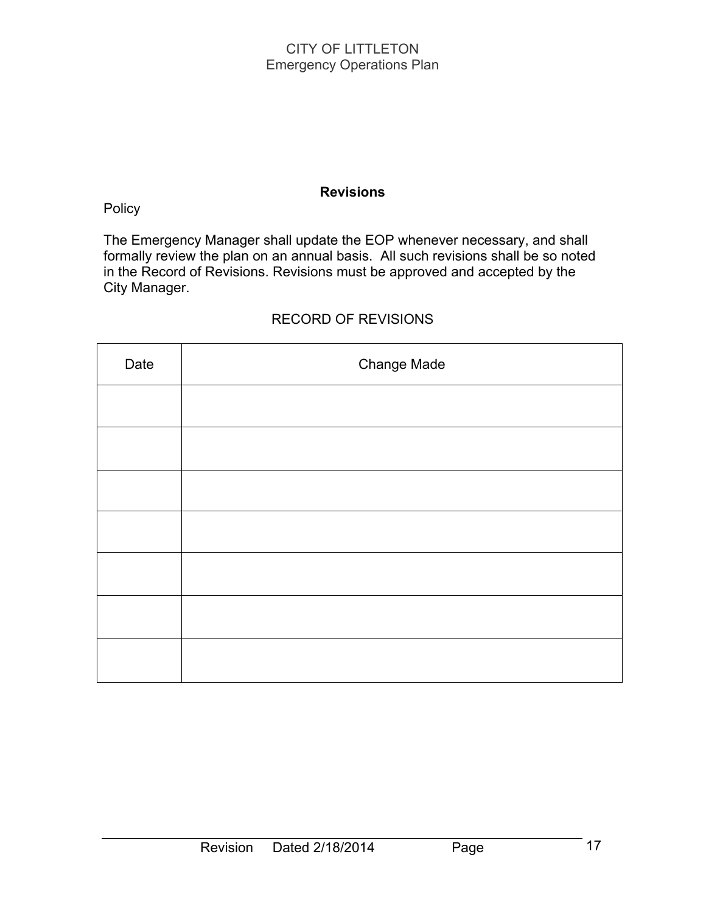## Revisions

Policy

The Emergency Manager shall update the EOP whenever necessary, and shall formally review the plan on an annual basis. All such revisions shall be so noted in the Record of Revisions. Revisions must be approved and accepted by the City Manager.

RECORD OF REVISIONS

| Date | Change Made |
|---|---|
| | |
| | |
| | |
| | |
| | |
| | |
| | |